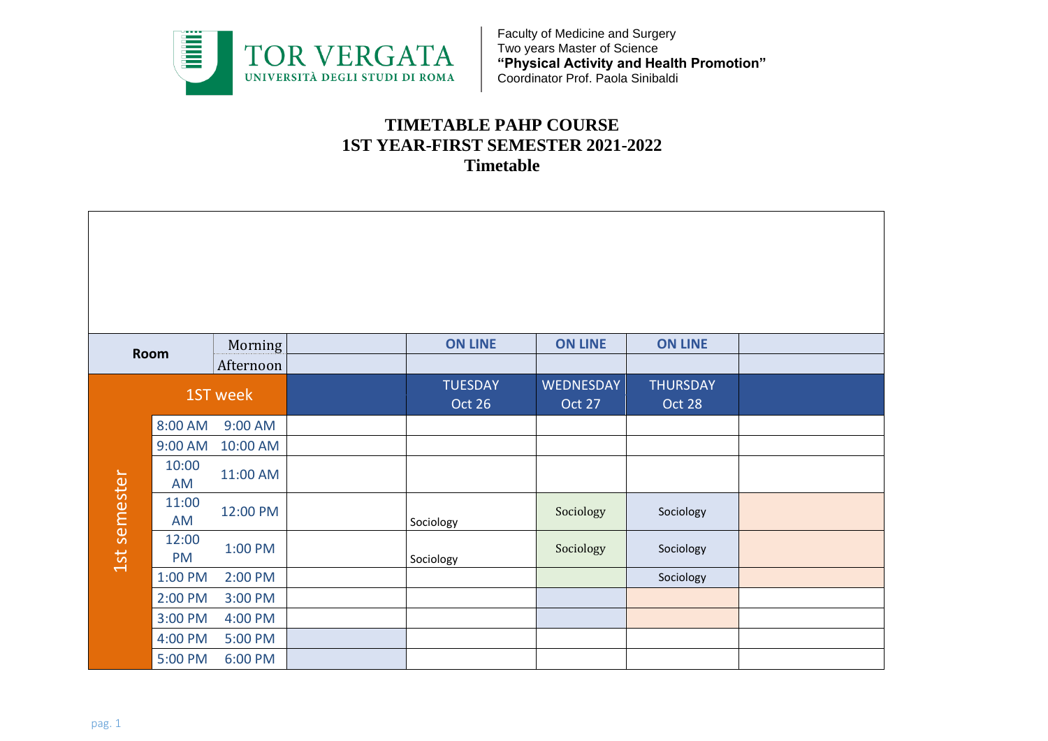Faculty of Medicine and Surgery
Two years Master of Science
**"Physical Activity and Health Promotion"**
Coordinator Prof. Paola Sinibaldi

# TIMETABLE PAHP COURSE
## 1ST YEAR-FIRST SEMESTER 2021-2022
## Timetable

| Room | | Morning / Afternoon | | ON LINE | ON LINE | ON LINE | |
|---|---|---|---|---|---|---|---|
| 1ST week | | | | TUESDAY Oct 26 | WEDNESDAY Oct 27 | THURSDAY Oct 28 | |
| 1st semester | 8:00 AM | 9:00 AM | | | | | |
| | 9:00 AM | 10:00 AM | | | | | |
| | 10:00 AM | 11:00 AM | | | | | |
| | 11:00 AM | 12:00 PM | | Sociology | Sociology | Sociology | |
| | 12:00 PM | 1:00 PM | | Sociology | Sociology | Sociology | |
| | 1:00 PM | 2:00 PM | | | | Sociology | |
| | 2:00 PM | 3:00 PM | | | | | |
| | 3:00 PM | 4:00 PM | | | | | |
| | 4:00 PM | 5:00 PM | | | | | |
| | 5:00 PM | 6:00 PM | | | | | |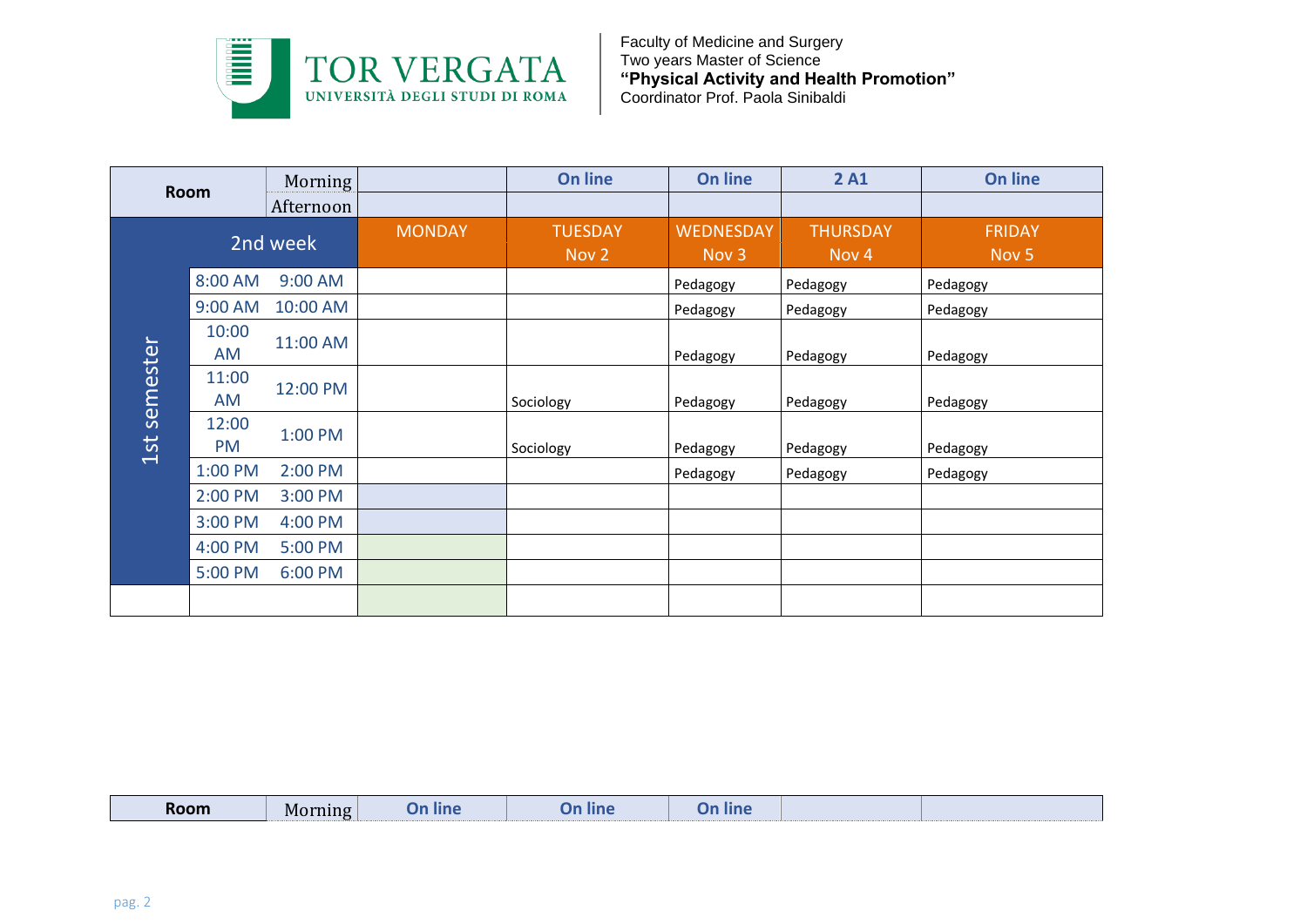Faculty of Medicine and Surgery
Two years Master of Science
**"Physical Activity and Health Promotion"**
Coordinator Prof. Paola Sinibaldi

| Room | | | | | | | |
|---|---|---|---|---|---|---|---|
| | | Morning | | On line | On line | 2 A1 | On line |
| | | Afternoon | | | | | |
| 1st semester | 2nd week | | MONDAY | TUESDAY Nov 2 | WEDNESDAY Nov 3 | THURSDAY Nov 4 | FRIDAY Nov 5 |
| | 8:00 AM | 9:00 AM | | | Pedagogy | Pedagogy | Pedagogy |
| | 9:00 AM | 10:00 AM | | | Pedagogy | Pedagogy | Pedagogy |
| | 10:00 AM | 11:00 AM | | | Pedagogy | Pedagogy | Pedagogy |
| | 11:00 AM | 12:00 PM | | Sociology | Pedagogy | Pedagogy | Pedagogy |
| | 12:00 PM | 1:00 PM | | Sociology | Pedagogy | Pedagogy | Pedagogy |
| | 1:00 PM | 2:00 PM | | | Pedagogy | Pedagogy | Pedagogy |
| | 2:00 PM | 3:00 PM | | | | | |
| | 3:00 PM | 4:00 PM | | | | | |
| | 4:00 PM | 5:00 PM | | | | | |
| | 5:00 PM | 6:00 PM | | | | | |
| | | | | | | | |

| Room | Morning | On line | On line | On line | | |
|---|---|---|---|---|---|---|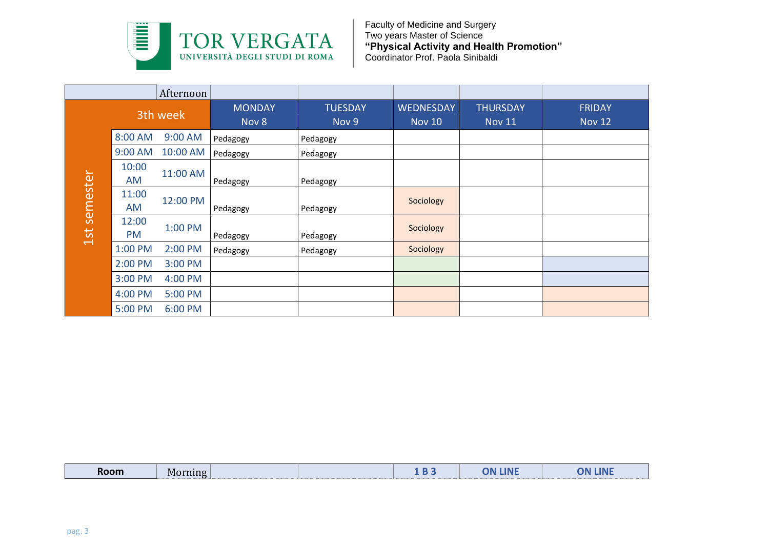Faculty of Medicine and Surgery
Two years Master of Science
**"Physical Activity and Health Promotion"**
Coordinator Prof. Paola Sinibaldi

| | | Afternoon | | | | | |
|---|---|---|---|---|---|---|---|
| 3th week | | | MONDAY Nov 8 | TUESDAY Nov 9 | WEDNESDAY Nov 10 | THURSDAY Nov 11 | FRIDAY Nov 12 |
| 1st semester | 8:00 AM | 9:00 AM | Pedagogy | Pedagogy | | | |
| | 9:00 AM | 10:00 AM | Pedagogy | Pedagogy | | | |
| | 10:00 AM | 11:00 AM | Pedagogy | Pedagogy | | | |
| | 11:00 AM | 12:00 PM | Pedagogy | Pedagogy | Sociology | | |
| | 12:00 PM | 1:00 PM | Pedagogy | Pedagogy | Sociology | | |
| | 1:00 PM | 2:00 PM | Pedagogy | Pedagogy | Sociology | | |
| | 2:00 PM | 3:00 PM | | | | | |
| | 3:00 PM | 4:00 PM | | | | | |
| | 4:00 PM | 5:00 PM | | | | | |
| | 5:00 PM | 6:00 PM | | | | | |
| **Room** | | Morning | | | **1 B 3** | **ON LINE** | **ON LINE** |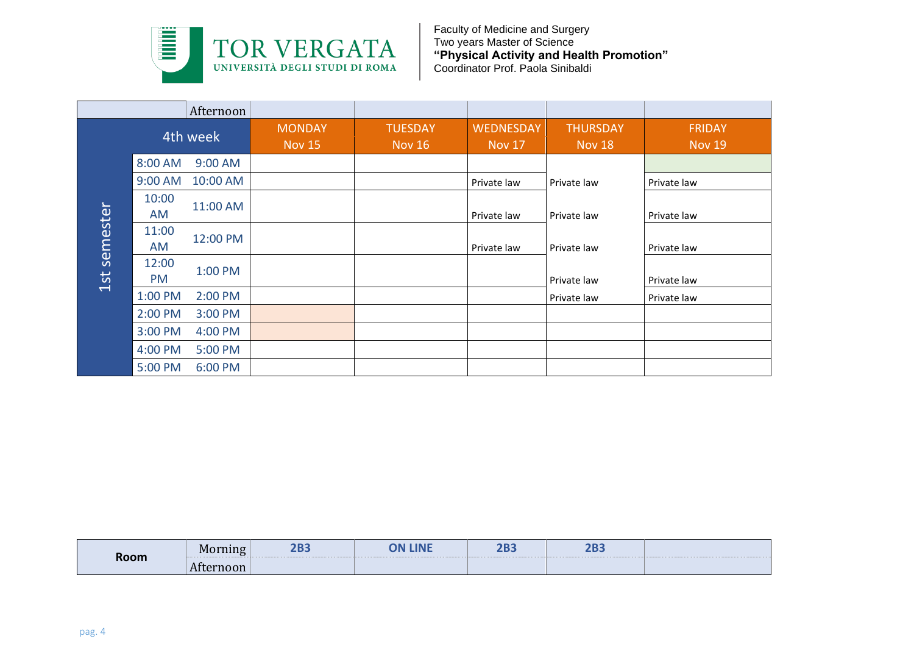| 1st semester | | Afternoon | | | | | |
|---|---|---|---|---|---|---|---|
| **4th week** | | | **MONDAY**<br>Nov 15 | **TUESDAY**<br>Nov 16 | **WEDNESDAY**<br>Nov 17 | **THURSDAY**<br>Nov 18 | **FRIDAY**<br>Nov 19 |
| | 8:00 AM | 9:00 AM | | | | | |
| | 9:00 AM | 10:00 AM | | | Private law | Private law | Private law |
| | 10:00 AM | 11:00 AM | | | Private law | Private law | Private law |
| | 11:00 AM | 12:00 PM | | | Private law | Private law | Private law |
| | 12:00 PM | 1:00 PM | | | | Private law | Private law |
| | 1:00 PM | 2:00 PM | | | | Private law | Private law |
| | 2:00 PM | 3:00 PM | | | | | |
| | 3:00 PM | 4:00 PM | | | | | |
| | 4:00 PM | 5:00 PM | | | | | |
| | 5:00 PM | 6:00 PM | | | | | |

| **Room** | | | | | | |
|---|---|---|---|---|---|---|
| | Morning | **2B3** | **ON LINE** | **2B3** | **2B3** | |
| | Afternoon | | | | | |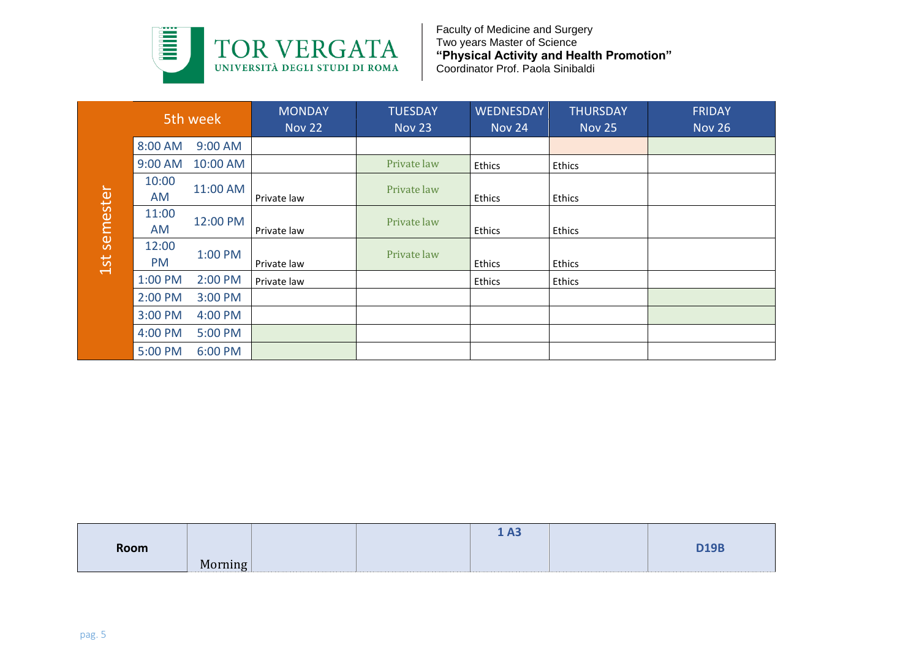Faculty of Medicine and Surgery
Two years Master of Science
**"Physical Activity and Health Promotion"**
Coordinator Prof. Paola Sinibaldi

| 1st semester | 5th week | | MONDAY Nov 22 | TUESDAY Nov 23 | WEDNESDAY Nov 24 | THURSDAY Nov 25 | FRIDAY Nov 26 |
|---|---|---|---|---|---|---|---|
| | 8:00 AM | 9:00 AM | | | | | |
| | 9:00 AM | 10:00 AM | | Private law | Ethics | Ethics | |
| | 10:00 AM | 11:00 AM | Private law | Private law | Ethics | Ethics | |
| | 11:00 AM | 12:00 PM | Private law | Private law | Ethics | Ethics | |
| | 12:00 PM | 1:00 PM | Private law | Private law | Ethics | Ethics | |
| | 1:00 PM | 2:00 PM | Private law | | Ethics | Ethics | |
| | 2:00 PM | 3:00 PM | | | | | |
| | 3:00 PM | 4:00 PM | | | | | |
| | 4:00 PM | 5:00 PM | | | | | |
| | 5:00 PM | 6:00 PM | | | | | |

| Room | Morning | | | 1 A3 | | D19B |
|---|---|---|---|---|---|---|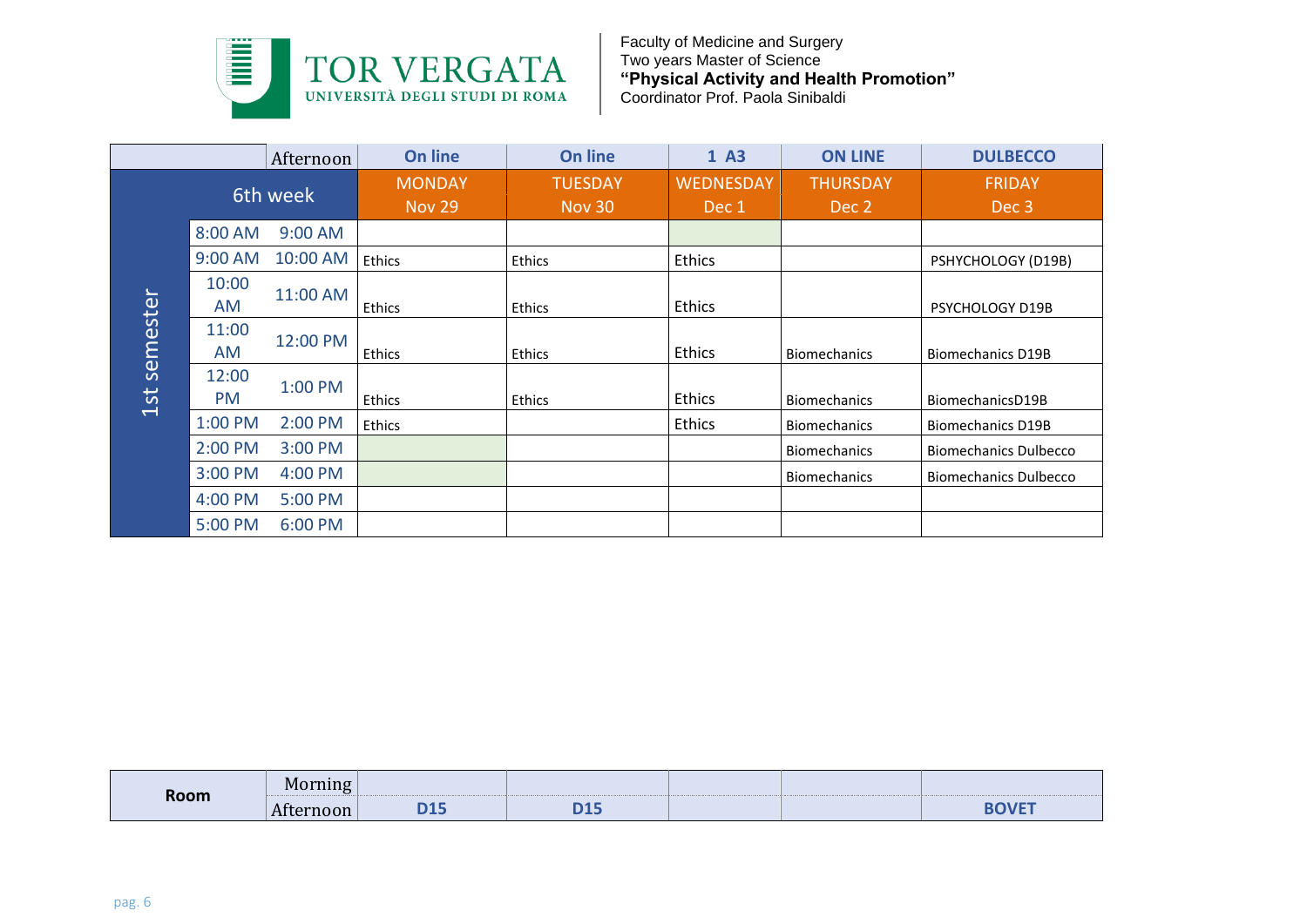Faculty of Medicine and Surgery
Two years Master of Science
**"Physical Activity and Health Promotion"**
Coordinator Prof. Paola Sinibaldi

| | | Afternoon | On line | On line | 1 A3 | ON LINE | DULBECCO |
|---|---|---|---|---|---|---|---|
| 1st semester | 6th week | | MONDAY Nov 29 | TUESDAY Nov 30 | WEDNESDAY Dec 1 | THURSDAY Dec 2 | FRIDAY Dec 3 |
| | 8:00 AM | 9:00 AM | | | | | |
| | 9:00 AM | 10:00 AM | Ethics | Ethics | Ethics | | PSHYCHOLOGY (D19B) |
| | 10:00 AM | 11:00 AM | Ethics | Ethics | Ethics | | PSYCHOLOGY D19B |
| | 11:00 AM | 12:00 PM | Ethics | Ethics | Ethics | Biomechanics | Biomechanics D19B |
| | 12:00 PM | 1:00 PM | Ethics | Ethics | Ethics | Biomechanics | BiomechanicsD19B |
| | 1:00 PM | 2:00 PM | Ethics | | Ethics | Biomechanics | Biomechanics D19B |
| | 2:00 PM | 3:00 PM | | | | Biomechanics | Biomechanics Dulbecco |
| | 3:00 PM | 4:00 PM | | | | Biomechanics | Biomechanics Dulbecco |
| | 4:00 PM | 5:00 PM | | | | | |
| | 5:00 PM | 6:00 PM | | | | | |

| Room | | | | | | |
|---|---|---|---|---|---|---|
| | Morning | | | | | |
| | Afternoon | D15 | D15 | | | BOVET |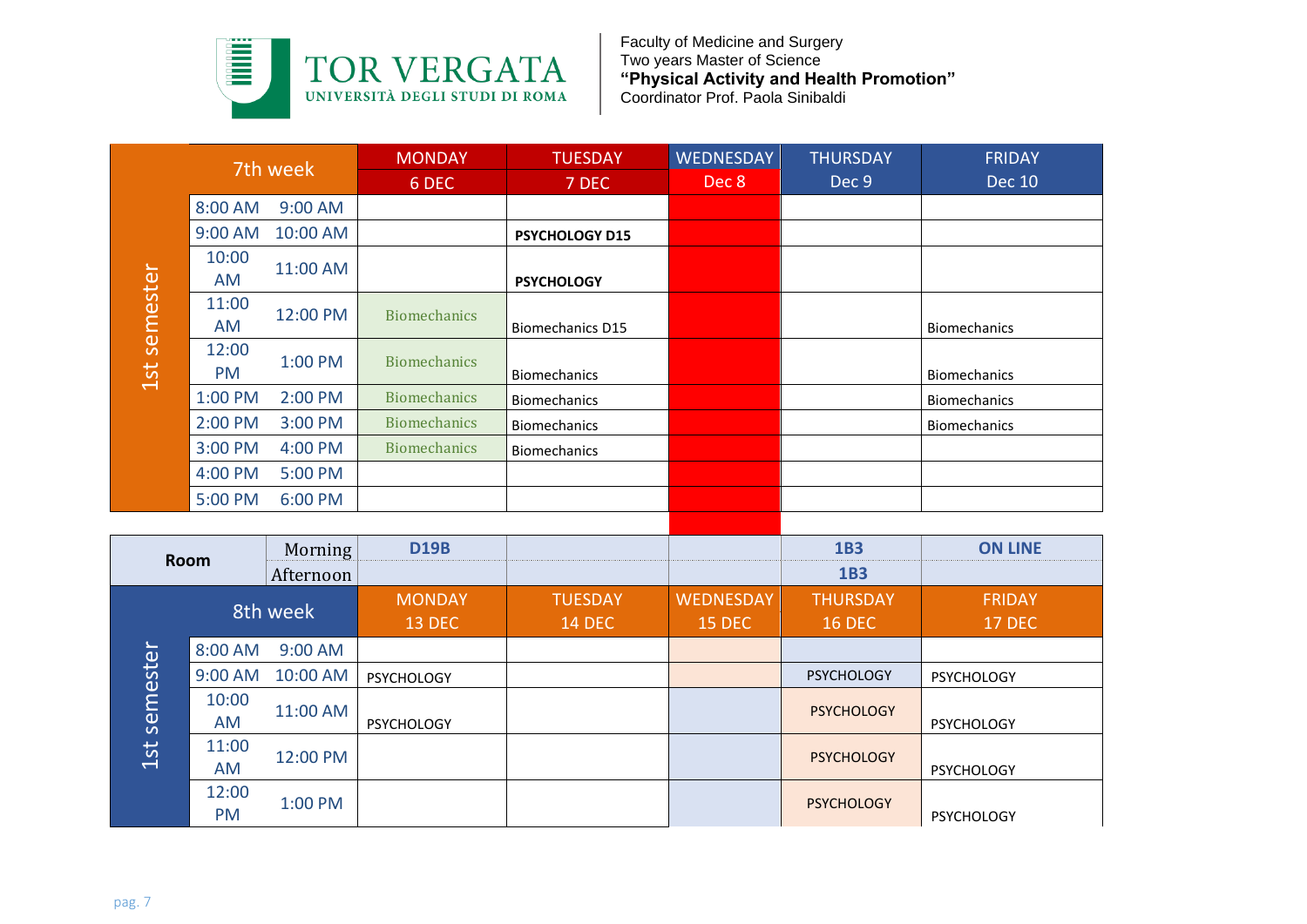Faculty of Medicine and Surgery
Two years Master of Science
**"Physical Activity and Health Promotion"**
Coordinator Prof. Paola Sinibaldi

| 1st semester | 7th week | | MONDAY 6 DEC | TUESDAY 7 DEC | WEDNESDAY Dec 8 | THURSDAY Dec 9 | FRIDAY Dec 10 |
|---|---|---|---|---|---|---|---|
| | 8:00 AM | 9:00 AM | | | | | |
| | 9:00 AM | 10:00 AM | | **PSYCHOLOGY D15** | | | |
| | 10:00 AM | 11:00 AM | | **PSYCHOLOGY** | | | |
| | 11:00 AM | 12:00 PM | Biomechanics | Biomechanics D15 | | | Biomechanics |
| | 12:00 PM | 1:00 PM | Biomechanics | Biomechanics | | | Biomechanics |
| | 1:00 PM | 2:00 PM | Biomechanics | Biomechanics | | | Biomechanics |
| | 2:00 PM | 3:00 PM | Biomechanics | Biomechanics | | | Biomechanics |
| | 3:00 PM | 4:00 PM | Biomechanics | Biomechanics | | | |
| | 4:00 PM | 5:00 PM | | | | | |
| | 5:00 PM | 6:00 PM | | | | | |

| **Room** | | | | | | | |
|---|---|---|---|---|---|---|---|
| | | Morning | **D19B** | | | **1B3** | **ON LINE** |
| | | Afternoon | | | | **1B3** | |

| 1st semester | 8th week | | MONDAY 13 DEC | TUESDAY 14 DEC | WEDNESDAY 15 DEC | THURSDAY 16 DEC | FRIDAY 17 DEC |
|---|---|---|---|---|---|---|---|
| | 8:00 AM | 9:00 AM | | | | | |
| | 9:00 AM | 10:00 AM | PSYCHOLOGY | | | PSYCHOLOGY | PSYCHOLOGY |
| | 10:00 AM | 11:00 AM | PSYCHOLOGY | | | PSYCHOLOGY | PSYCHOLOGY |
| | 11:00 AM | 12:00 PM | | | | PSYCHOLOGY | PSYCHOLOGY |
| | 12:00 PM | 1:00 PM | | | | PSYCHOLOGY | PSYCHOLOGY |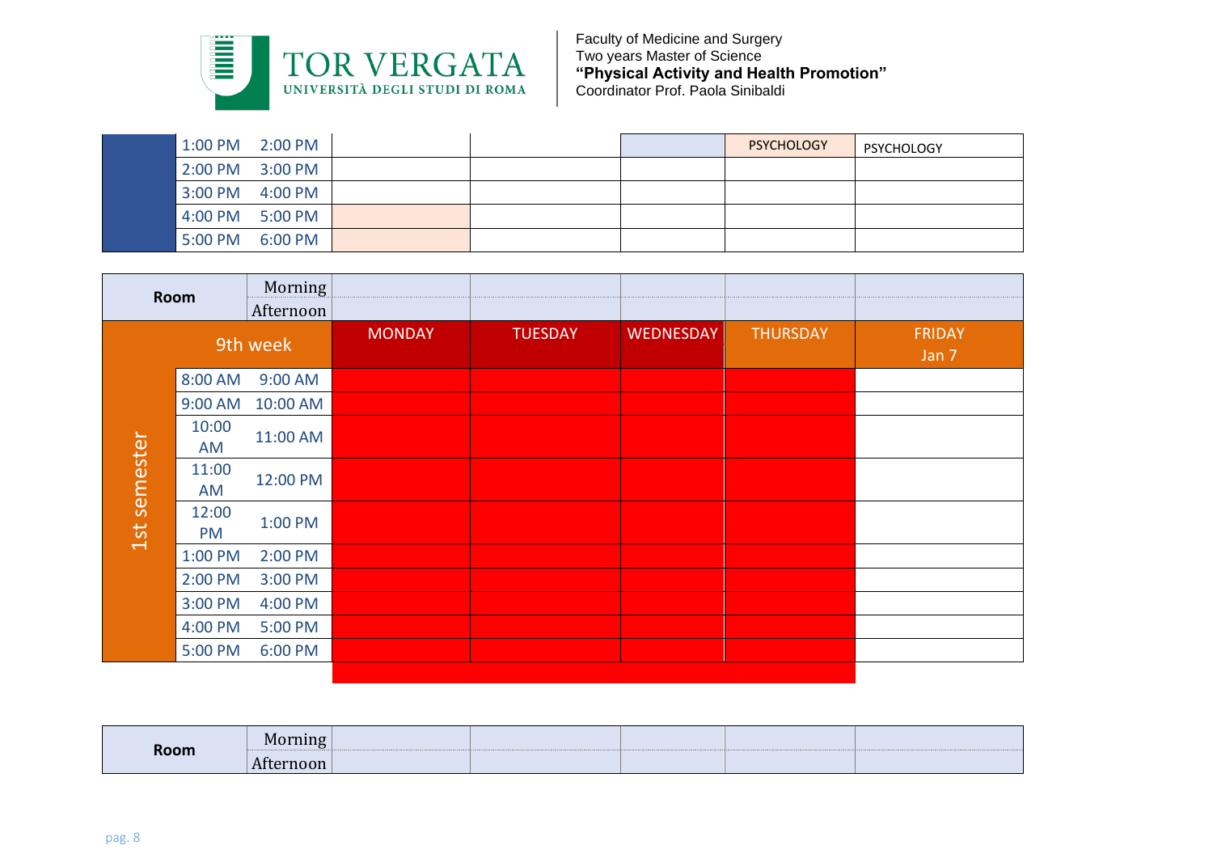Faculty of Medicine and Surgery
Two years Master of Science
**"Physical Activity and Health Promotion"**
Coordinator Prof. Paola Sinibaldi

| | | | | | | | |
|---|---|---|---|---|---|---|---|
| | 1:00 PM | 2:00 PM | | | | PSYCHOLOGY | PSYCHOLOGY |
| | 2:00 PM | 3:00 PM | | | | | |
| | 3:00 PM | 4:00 PM | | | | | |
| | 4:00 PM | 5:00 PM | | | | | |
| | 5:00 PM | 6:00 PM | | | | | |

| Room | | | | | | | |
|---|---|---|---|---|---|---|---|
| | | Morning | | | | | |
| | | Afternoon | | | | | |

| 1st semester | 9th week | | MONDAY | TUESDAY | WEDNESDAY | THURSDAY | FRIDAY Jan 7 |
|---|---|---|---|---|---|---|---|
| | 8:00 AM | 9:00 AM | | | | | |
| | 9:00 AM | 10:00 AM | | | | | |
| | 10:00 AM | 11:00 AM | | | | | |
| | 11:00 AM | 12:00 PM | | | | | |
| | 12:00 PM | 1:00 PM | | | | | |
| | 1:00 PM | 2:00 PM | | | | | |
| | 2:00 PM | 3:00 PM | | | | | |
| | 3:00 PM | 4:00 PM | | | | | |
| | 4:00 PM | 5:00 PM | | | | | |
| | 5:00 PM | 6:00 PM | | | | | |

| Room | | | | | | | |
|---|---|---|---|---|---|---|---|
| | | Morning | | | | | |
| | | Afternoon | | | | | |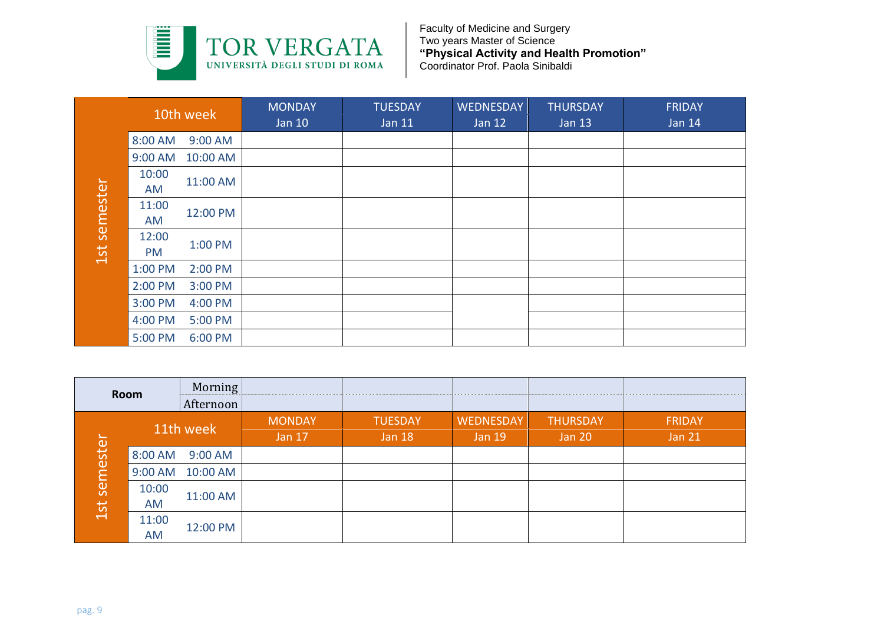Faculty of Medicine and Surgery
Two years Master of Science
**"Physical Activity and Health Promotion"**
Coordinator Prof. Paola Sinibaldi

| 1st semester | 10th week | | MONDAY Jan 10 | TUESDAY Jan 11 | WEDNESDAY Jan 12 | THURSDAY Jan 13 | FRIDAY Jan 14 |
|---|---|---|---|---|---|---|---|
| | 8:00 AM | 9:00 AM | | | | | |
| | 9:00 AM | 10:00 AM | | | | | |
| | 10:00 AM | 11:00 AM | | | | | |
| | 11:00 AM | 12:00 PM | | | | | |
| | 12:00 PM | 1:00 PM | | | | | |
| | 1:00 PM | 2:00 PM | | | | | |
| | 2:00 PM | 3:00 PM | | | | | |
| | 3:00 PM | 4:00 PM | | | | | |
| | 4:00 PM | 5:00 PM | | | | | |
| | 5:00 PM | 6:00 PM | | | | | |

| Room | | | | | | | |
|---|---|---|---|---|---|---|---|
| | | Morning | | | | | |
| | | Afternoon | | | | | |
| **1st semester** | **11th week** | | **MONDAY Jan 17** | **TUESDAY Jan 18** | **WEDNESDAY Jan 19** | **THURSDAY Jan 20** | **FRIDAY Jan 21** |
| | 8:00 AM | 9:00 AM | | | | | |
| | 9:00 AM | 10:00 AM | | | | | |
| | 10:00 AM | 11:00 AM | | | | | |
| | 11:00 AM | 12:00 PM | | | | | |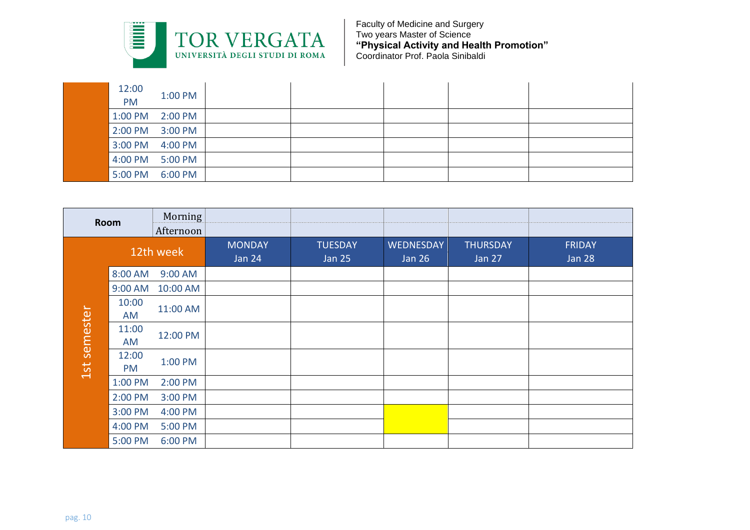Faculty of Medicine and Surgery
Two years Master of Science
**"Physical Activity and Health Promotion"**
Coordinator Prof. Paola Sinibaldi

| | | | | | | | |
|---|---|---|---|---|---|---|---|
| | 12:00 PM | 1:00 PM | | | | | |
| | 1:00 PM | 2:00 PM | | | | | |
| | 2:00 PM | 3:00 PM | | | | | |
| | 3:00 PM | 4:00 PM | | | | | |
| | 4:00 PM | 5:00 PM | | | | | |
| | 5:00 PM | 6:00 PM | | | | | |

| Room | | Morning / Afternoon | | | | | |
|---|---|---|---|---|---|---|---|
| 12th week | | | MONDAY Jan 24 | TUESDAY Jan 25 | WEDNESDAY Jan 26 | THURSDAY Jan 27 | FRIDAY Jan 28 |
| 1st semester | 8:00 AM | 9:00 AM | | | | | |
| | 9:00 AM | 10:00 AM | | | | | |
| | 10:00 AM | 11:00 AM | | | | | |
| | 11:00 AM | 12:00 PM | | | | | |
| | 12:00 PM | 1:00 PM | | | | | |
| | 1:00 PM | 2:00 PM | | | | | |
| | 2:00 PM | 3:00 PM | | | | | |
| | 3:00 PM | 4:00 PM | | | | | |
| | 4:00 PM | 5:00 PM | | | | | |
| | 5:00 PM | 6:00 PM | | | | | |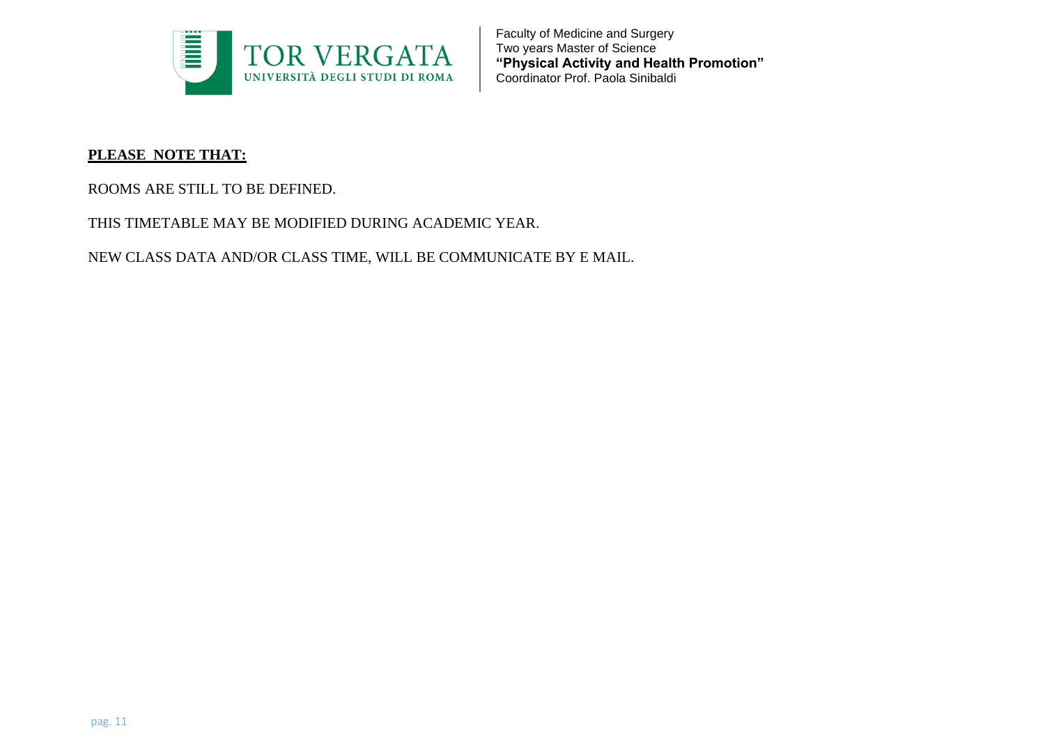**PLEASE NOTE THAT:**

ROOMS ARE STILL TO BE DEFINED.

THIS TIMETABLE MAY BE MODIFIED DURING ACADEMIC YEAR.

NEW CLASS DATA AND/OR CLASS TIME, WILL BE COMMUNICATE BY E MAIL.